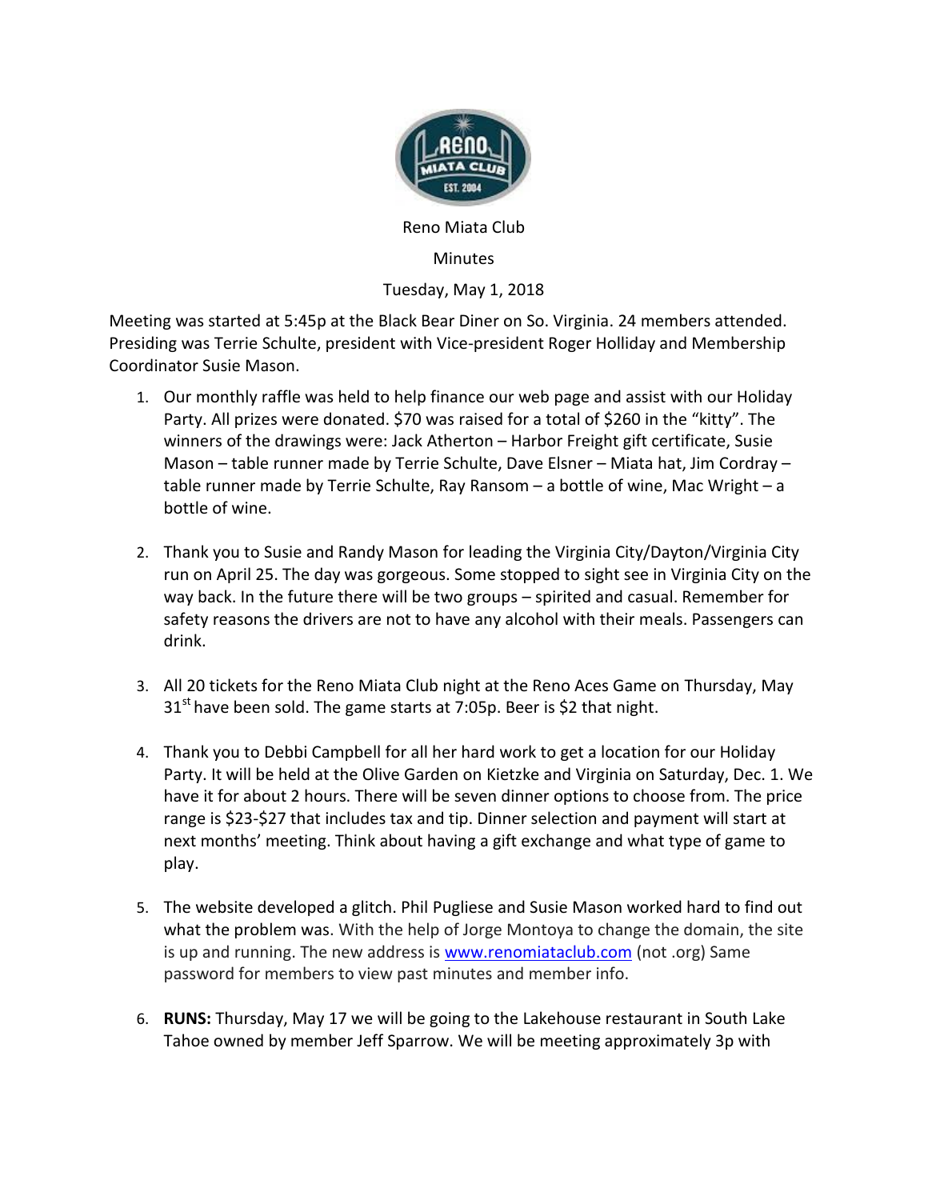Reno Miata Club

Minutes

Tuesday, May 1, 2018

Meeting was started at 5:45p at the Black Bear Diner on So. Virginia. 24 members attended. Presiding was Terrie Schulte, president with Vice-president Roger Holliday and Membership Coordinator Susie Mason.

1. Our monthly raffle was held to help finance our web page and assist with our Holiday Party. All prizes were donated. $70 was raised for a total of $260 in the "kitty". The winners of the drawings were: Jack Atherton – Harbor Freight gift certificate, Susie Mason – table runner made by Terrie Schulte, Dave Elsner – Miata hat, Jim Cordray – table runner made by Terrie Schulte, Ray Ransom – a bottle of wine, Mac Wright – a bottle of wine.

2. Thank you to Susie and Randy Mason for leading the Virginia City/Dayton/Virginia City run on April 25. The day was gorgeous. Some stopped to sight see in Virginia City on the way back. In the future there will be two groups – spirited and casual. Remember for safety reasons the drivers are not to have any alcohol with their meals. Passengers can drink.

3. All 20 tickets for the Reno Miata Club night at the Reno Aces Game on Thursday, May 31st have been sold. The game starts at 7:05p. Beer is $2 that night.

4. Thank you to Debbi Campbell for all her hard work to get a location for our Holiday Party. It will be held at the Olive Garden on Kietzke and Virginia on Saturday, Dec. 1. We have it for about 2 hours. There will be seven dinner options to choose from. The price range is $23-$27 that includes tax and tip. Dinner selection and payment will start at next months' meeting. Think about having a gift exchange and what type of game to play.

5. The website developed a glitch. Phil Pugliese and Susie Mason worked hard to find out what the problem was. With the help of Jorge Montoya to change the domain, the site is up and running. The new address is [www.renomiataclub.com](http://www.renomiataclub.com) (not .org) Same password for members to view past minutes and member info.

6. **RUNS:** Thursday, May 17 we will be going to the Lakehouse restaurant in South Lake Tahoe owned by member Jeff Sparrow. We will be meeting approximately 3p with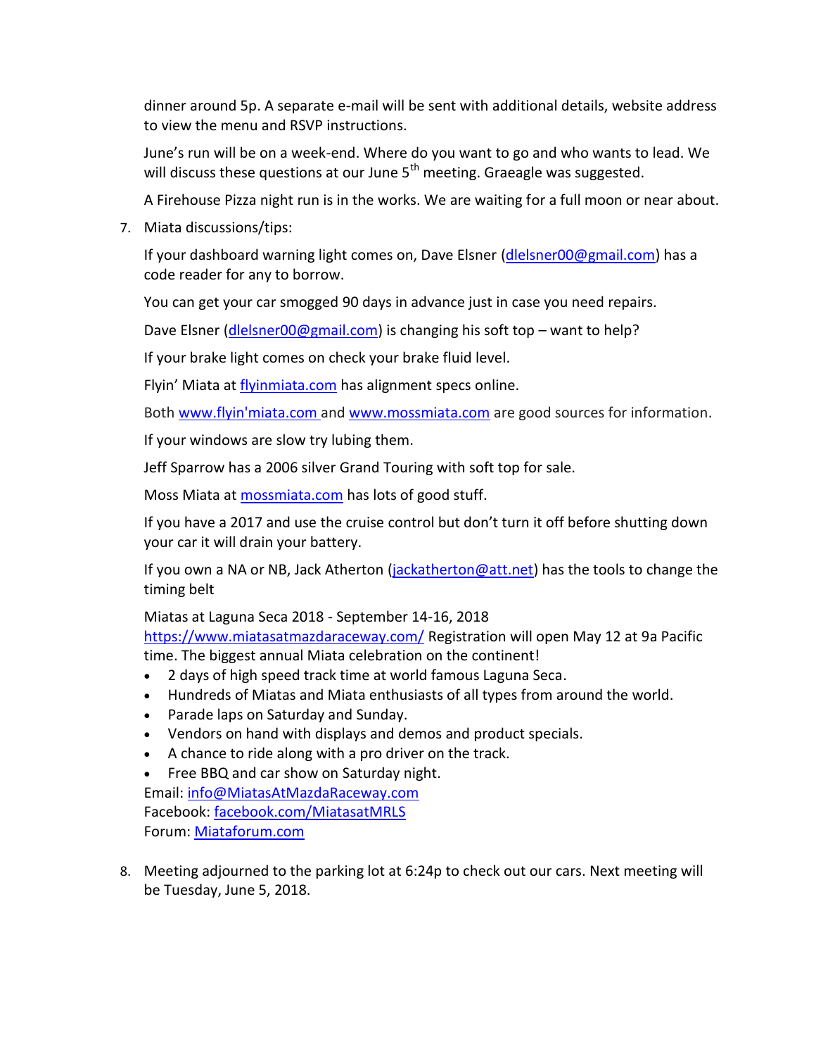dinner around 5p. A separate e-mail will be sent with additional details, website address to view the menu and RSVP instructions.

June's run will be on a week-end. Where do you want to go and who wants to lead. We will discuss these questions at our June 5th meeting. Graeagle was suggested.

A Firehouse Pizza night run is in the works. We are waiting for a full moon or near about.

7. Miata discussions/tips:

   If your dashboard warning light comes on, Dave Elsner (dlelsner00@gmail.com) has a code reader for any to borrow.

   You can get your car smogged 90 days in advance just in case you need repairs.

   Dave Elsner (dlelsner00@gmail.com) is changing his soft top – want to help?

   If your brake light comes on check your brake fluid level.

   Flyin' Miata at flyinmiata.com has alignment specs online.

   Both www.flyin'miata.com and www.mossmiata.com are good sources for information.

   If your windows are slow try lubing them.

   Jeff Sparrow has a 2006 silver Grand Touring with soft top for sale.

   Moss Miata at mossmiata.com has lots of good stuff.

   If you have a 2017 and use the cruise control but don't turn it off before shutting down your car it will drain your battery.

   If you own a NA or NB, Jack Atherton (jackatherton@att.net) has the tools to change the timing belt

   Miatas at Laguna Seca 2018 - September 14-16, 2018
   https://www.miatasatmazdaraceway.com/ Registration will open May 12 at 9a Pacific time. The biggest annual Miata celebration on the continent!

   - 2 days of high speed track time at world famous Laguna Seca.
   - Hundreds of Miatas and Miata enthusiasts of all types from around the world.
   - Parade laps on Saturday and Sunday.
   - Vendors on hand with displays and demos and product specials.
   - A chance to ride along with a pro driver on the track.
   - Free BBQ and car show on Saturday night.

   Email: info@MiatasAtMazdaRaceway.com
   Facebook: facebook.com/MiatasatMRLS
   Forum: Miataforum.com

8. Meeting adjourned to the parking lot at 6:24p to check out our cars. Next meeting will be Tuesday, June 5, 2018.